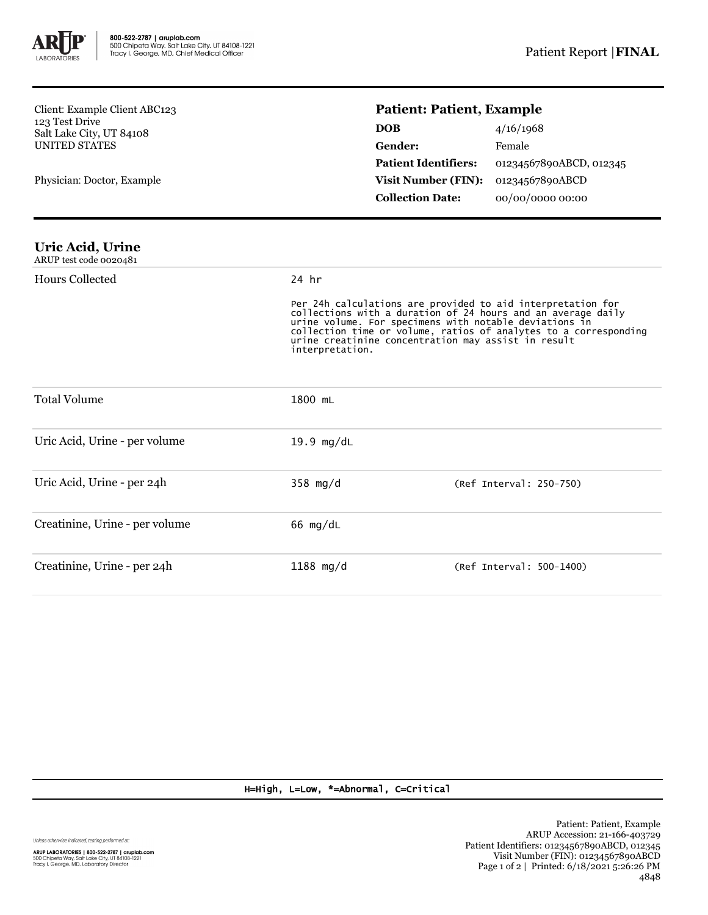800-522-2787 | aruplab.com
500 Chipeta Way, Salt Lake City, UT 84108-1221
Tracy I. George, MD, Chief Medical Officer

Patient Report | **FINAL**

Client: Example Client ABC123
123 Test Drive
Salt Lake City, UT 84108
UNITED STATES

Physician: Doctor, Example

## Patient: Patient, Example

| | |
|---|---|
| **DOB** | 4/16/1968 |
| **Gender:** | Female |
| **Patient Identifiers:** | 01234567890ABCD, 012345 |
| **Visit Number (FIN):** | 01234567890ABCD |
| **Collection Date:** | 00/00/0000 00:00 |

## Uric Acid, Urine

ARUP test code 0020481

| | | |
|---|---|---|
| Hours Collected | 24 hr<br><br>Per 24h calculations are provided to aid interpretation for collections with a duration of 24 hours and an average daily urine volume. For specimens with notable deviations in collection time or volume, ratios of analytes to a corresponding urine creatinine concentration may assist in result interpretation. | |
| Total Volume | 1800 mL | |
| Uric Acid, Urine - per volume | 19.9 mg/dL | |
| Uric Acid, Urine - per 24h | 358 mg/d | (Ref Interval: 250-750) |
| Creatinine, Urine - per volume | 66 mg/dL | |
| Creatinine, Urine - per 24h | 1188 mg/d | (Ref Interval: 500-1400) |

H=High, L=Low, *=Abnormal, C=Critical

Unless otherwise indicated, testing performed at:

ARUP LABORATORIES | 800-522-2787 | aruplab.com
500 Chipeta Way, Salt Lake City, UT 84108-1221
Tracy I. George, MD, Laboratory Director

Patient: Patient, Example
ARUP Accession: 21-166-403729
Patient Identifiers: 01234567890ABCD, 012345
Visit Number (FIN): 01234567890ABCD
Printed: 6/18/2021 5:26:26 PM
4848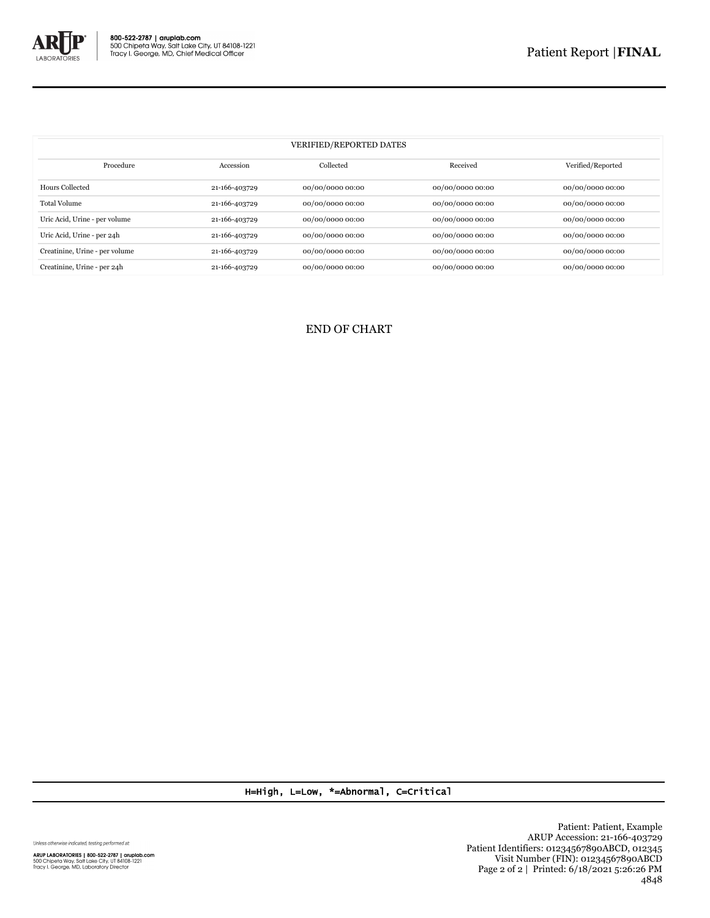| VERIFIED/REPORTED DATES | | | | |
|---|---|---|---|---|
| Procedure | Accession | Collected | Received | Verified/Reported |
| Hours Collected | 21-166-403729 | 00/00/0000 00:00 | 00/00/0000 00:00 | 00/00/0000 00:00 |
| Total Volume | 21-166-403729 | 00/00/0000 00:00 | 00/00/0000 00:00 | 00/00/0000 00:00 |
| Uric Acid, Urine - per volume | 21-166-403729 | 00/00/0000 00:00 | 00/00/0000 00:00 | 00/00/0000 00:00 |
| Uric Acid, Urine - per 24h | 21-166-403729 | 00/00/0000 00:00 | 00/00/0000 00:00 | 00/00/0000 00:00 |
| Creatinine, Urine - per volume | 21-166-403729 | 00/00/0000 00:00 | 00/00/0000 00:00 | 00/00/0000 00:00 |
| Creatinine, Urine - per 24h | 21-166-403729 | 00/00/0000 00:00 | 00/00/0000 00:00 | 00/00/0000 00:00 |

END OF CHART

H=High, L=Low, *=Abnormal, C=Critical